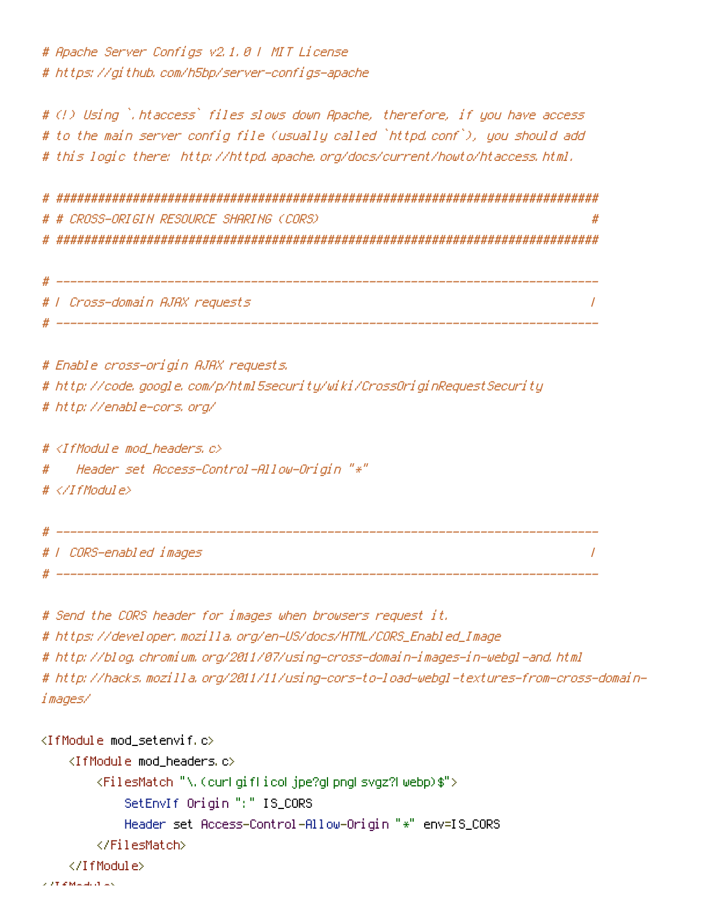```
# Apache Server Configs v2.1.0 | MIT License
# https://github.com/h5bp/server-configs-apache

# (!) Using `.htaccess` files slows down Apache, therefore, if you have access
# to the main server config file (usually called `httpd.conf`), you should add
# this logic there: http://httpd.apache.org/docs/current/howto/htaccess.html.

# ##############################################################################
# # CROSS-ORIGIN RESOURCE SHARING (CORS)                                       #
# ##############################################################################

# ------------------------------------------------------------------------------
# | Cross-domain AJAX requests                                                 |
# ------------------------------------------------------------------------------

# Enable cross-origin AJAX requests.
# http://code.google.com/p/html5security/wiki/CrossOriginRequestSecurity
# http://enable-cors.org/

# <IfModule mod_headers.c>
#    Header set Access-Control-Allow-Origin "*"
# </IfModule>

# ------------------------------------------------------------------------------
# | CORS-enabled images                                                        |
# ------------------------------------------------------------------------------

# Send the CORS header for images when browsers request it.
# https://developer.mozilla.org/en-US/docs/HTML/CORS_Enabled_Image
# http://blog.chromium.org/2011/07/using-cross-domain-images-in-webgl-and.html
# http://hacks.mozilla.org/2011/11/using-cors-to-load-webgl-textures-from-cross-domain-images/

<IfModule mod_setenvif.c>
    <IfModule mod_headers.c>
        <FilesMatch "\.(cur|gif|ico|jpe?g|png|svgz?|webp)$">
            SetEnvIf Origin ":" IS_CORS
            Header set Access-Control-Allow-Origin "*" env=IS_CORS
        </FilesMatch>
    </IfModule>
</IfModule>
```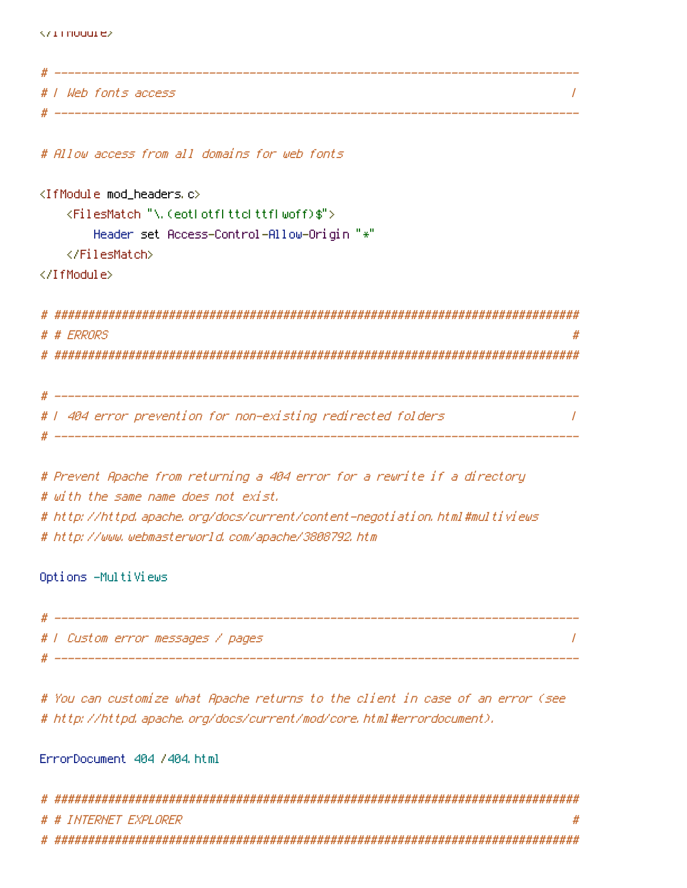```
</IfModule>

# ------------------------------------------------------------------------------
# | Web fonts access                                                           |
# ------------------------------------------------------------------------------

# Allow access from all domains for web fonts

<IfModule mod_headers.c>
    <FilesMatch "\.(eot|otf|ttc|ttf|woff)$">
        Header set Access-Control-Allow-Origin "*"
    </FilesMatch>
</IfModule>

# ##############################################################################
# # ERRORS                                                                     #
# ##############################################################################

# ------------------------------------------------------------------------------
# | 404 error prevention for non-existing redirected folders                   |
# ------------------------------------------------------------------------------

# Prevent Apache from returning a 404 error for a rewrite if a directory
# with the same name does not exist.
# http://httpd.apache.org/docs/current/content-negotiation.html#multiviews
# http://www.webmasterworld.com/apache/3808792.htm

Options -MultiViews

# ------------------------------------------------------------------------------
# | Custom error messages / pages                                              |
# ------------------------------------------------------------------------------

# You can customize what Apache returns to the client in case of an error (see
# http://httpd.apache.org/docs/current/mod/core.html#errordocument).

ErrorDocument 404 /404.html

# ##############################################################################
# # INTERNET EXPLORER                                                          #
# ##############################################################################
```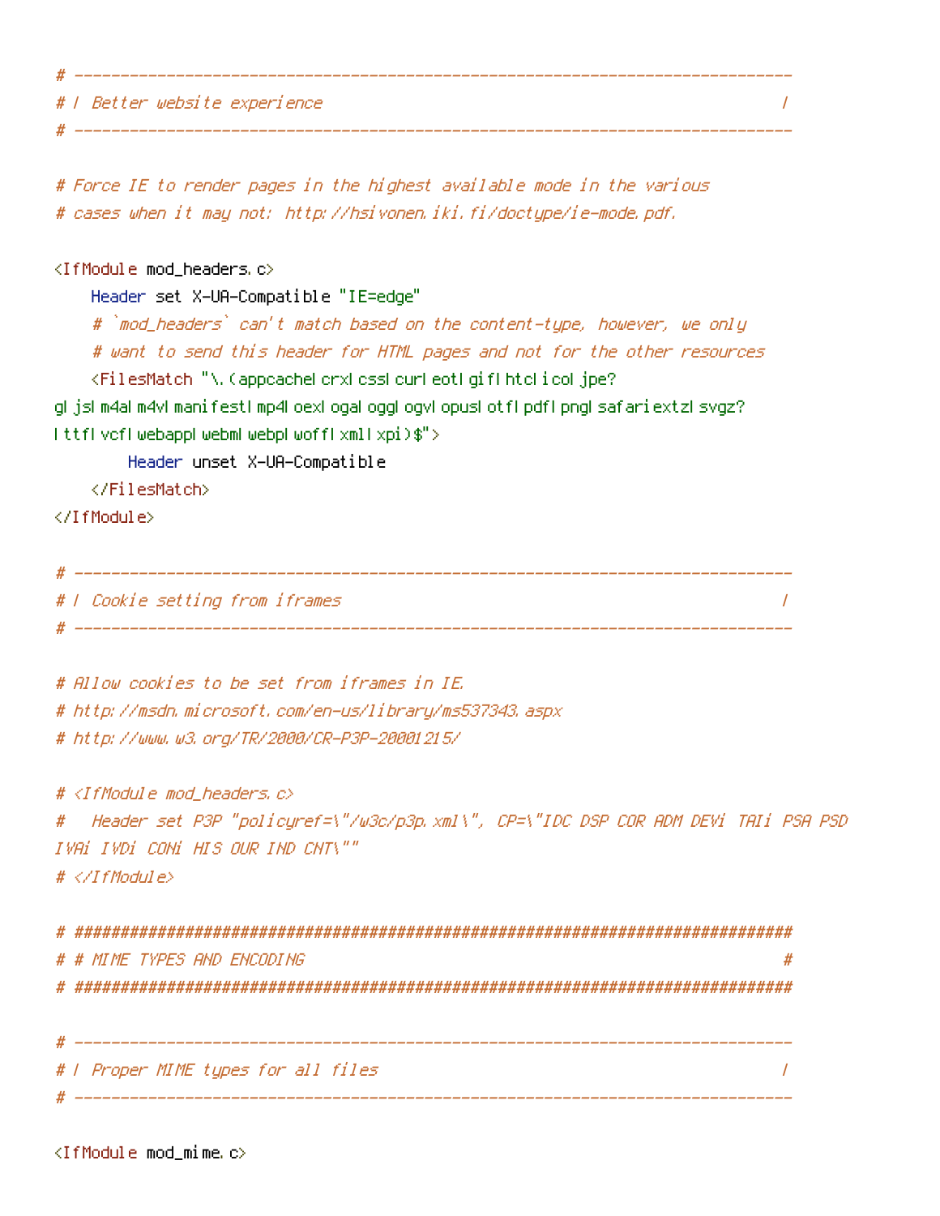```
# ------------------------------------------------------------------------------
# | Better website experience                                                  |
# ------------------------------------------------------------------------------

# Force IE to render pages in the highest available mode in the various
# cases when it may not: http://hsivonen.iki.fi/doctype/ie-mode.pdf.

<IfModule mod_headers.c>
    Header set X-UA-Compatible "IE=edge"
    # `mod_headers` can't match based on the content-type, however, we only
    # want to send this header for HTML pages and not for the other resources
    <FilesMatch "\.(appcache|crx|css|cur|eot|gif|htc|ico|jpe?
g|js|m4a|m4v|manifest|mp4|oex|oga|ogg|ogv|opus|otf|pdf|png|safariextz|svgz?
|ttf|vcf|webapp|webm|webp|woff|xml|xpi)$">
        Header unset X-UA-Compatible
    </FilesMatch>
</IfModule>

# ------------------------------------------------------------------------------
# | Cookie setting from iframes                                                |
# ------------------------------------------------------------------------------

# Allow cookies to be set from iframes in IE.
# http://msdn.microsoft.com/en-us/library/ms537343.aspx
# http://www.w3.org/TR/2000/CR-P3P-20001215/

# <IfModule mod_headers.c>
#   Header set P3P "policyref=\"/w3c/p3p.xml\", CP=\"IDC DSP COR ADM DEVi TAIi PSA PSD
IVAi IVDi CONi HIS OUR IND CNT\""
# </IfModule>

# ##############################################################################
# # MIME TYPES AND ENCODING                                                    #
# ##############################################################################

# ------------------------------------------------------------------------------
# | Proper MIME types for all files                                            |
# ------------------------------------------------------------------------------

<IfModule mod_mime.c>
```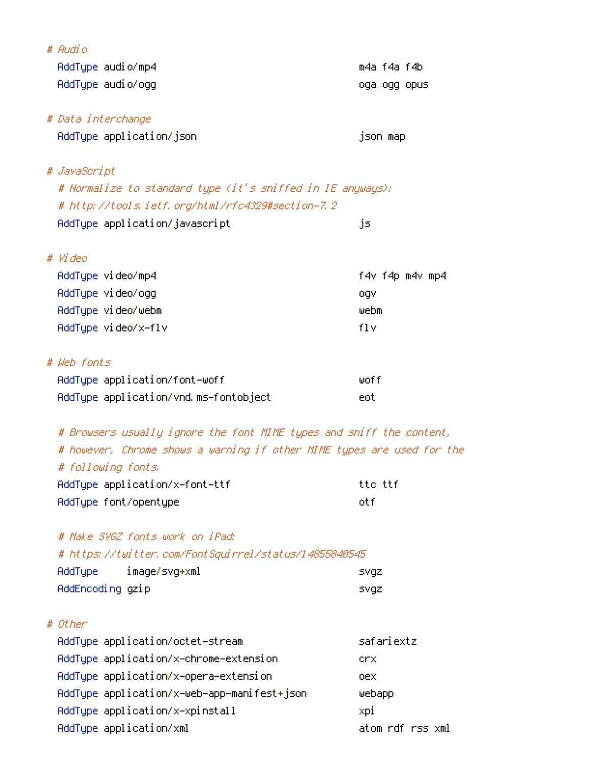```
# Audio
  AddType audio/mp4                                   m4a f4a f4b
  AddType audio/ogg                                   oga ogg opus

# Data interchange
  AddType application/json                            json map

# JavaScript
  # Normalize to standard type (it's sniffed in IE anyways):
  # http://tools.ietf.org/html/rfc4329#section-7.2
  AddType application/javascript                      js

# Video
  AddType video/mp4                                   f4v f4p m4v mp4
  AddType video/ogg                                   ogv
  AddType video/webm                                  webm
  AddType video/x-flv                                 flv

# Web fonts
  AddType application/font-woff                       woff
  AddType application/vnd.ms-fontobject               eot

  # Browsers usually ignore the font MIME types and sniff the content,
  # however, Chrome shows a warning if other MIME types are used for the
  # following fonts.
  AddType application/x-font-ttf                      ttc ttf
  AddType font/opentype                               otf

  # Make SVGZ fonts work on iPad:
  # https://twitter.com/FontSquirrel/status/14855840545
  AddType     image/svg+xml                           svgz
  AddEncoding gzip                                    svgz

# Other
  AddType application/octet-stream                    safariextz
  AddType application/x-chrome-extension              crx
  AddType application/x-opera-extension               oex
  AddType application/x-web-app-manifest+json         webapp
  AddType application/x-xpinstall                     xpi
  AddType application/xml                             atom rdf rss xml
```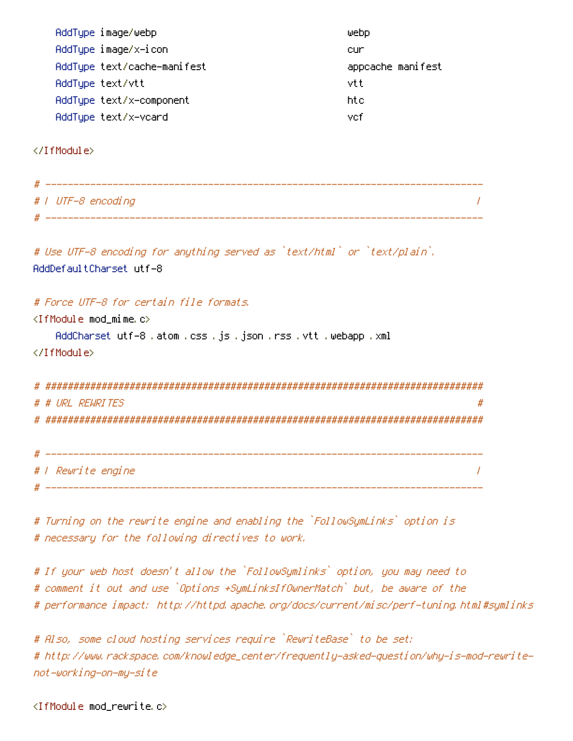```
    AddType image/webp                                  webp
    AddType image/x-icon                                cur
    AddType text/cache-manifest                         appcache manifest
    AddType text/vtt                                    vtt
    AddType text/x-component                            htc
    AddType text/x-vcard                                vcf

</IfModule>

# ------------------------------------------------------------------------------
# | UTF-8 encoding                                                             |
# ------------------------------------------------------------------------------

# Use UTF-8 encoding for anything served as `text/html` or `text/plain`.
AddDefaultCharset utf-8

# Force UTF-8 for certain file formats.
<IfModule mod_mime.c>
    AddCharset utf-8 .atom .css .js .json .rss .vtt .webapp .xml
</IfModule>

# ##############################################################################
# # URL REWRITES                                                               #
# ##############################################################################

# ------------------------------------------------------------------------------
# | Rewrite engine                                                             |
# ------------------------------------------------------------------------------

# Turning on the rewrite engine and enabling the `FollowSymLinks` option is
# necessary for the following directives to work.

# If your web host doesn't allow the `FollowSymlinks` option, you may need to
# comment it out and use `Options +SymLinksIfOwnerMatch` but, be aware of the
# performance impact: http://httpd.apache.org/docs/current/misc/perf-tuning.html#symlinks

# Also, some cloud hosting services require `RewriteBase` to be set:
# http://www.rackspace.com/knowledge_center/frequently-asked-question/why-is-mod-rewrite-not-working-on-my-site

<IfModule mod_rewrite.c>
```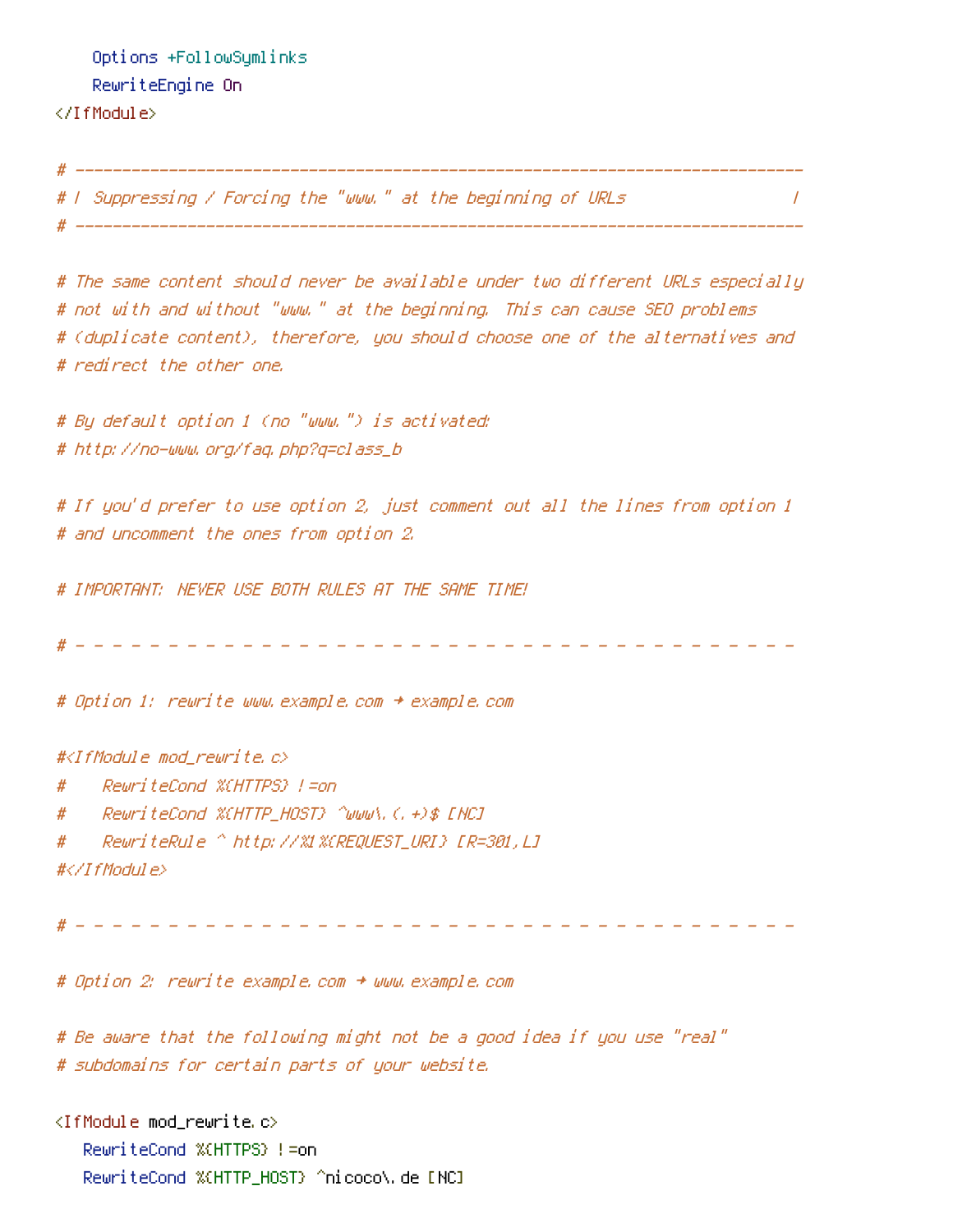```
    Options +FollowSymlinks
    RewriteEngine On
</IfModule>

# ----------------------------------------------------------------------
# | Suppressing / Forcing the "www." at the beginning of URLs          |
# ----------------------------------------------------------------------

# The same content should never be available under two different URLs especially
# not with and without "www." at the beginning. This can cause SEO problems
# (duplicate content), therefore, you should choose one of the alternatives and
# redirect the other one.

# By default option 1 (no "www.") is activated:
# http://no-www.org/faq.php?q=class_b

# If you'd prefer to use option 2, just comment out all the lines from option 1
# and uncomment the ones from option 2.

# IMPORTANT: NEVER USE BOTH RULES AT THE SAME TIME!

# - - - - - - - - - - - - - - - - - - - - - - - - - - - - - - - - - - - - - - -

# Option 1: rewrite www.example.com → example.com

#<IfModule mod_rewrite.c>
#    RewriteCond %{HTTPS} !=on
#    RewriteCond %{HTTP_HOST} ^www\.(.+)$ [NC]
#    RewriteRule ^ http://%1%{REQUEST_URI} [R=301,L]
#</IfModule>

# - - - - - - - - - - - - - - - - - - - - - - - - - - - - - - - - - - - - - - -

# Option 2: rewrite example.com → www.example.com

# Be aware that the following might not be a good idea if you use "real"
# subdomains for certain parts of your website.

<IfModule mod_rewrite.c>
   RewriteCond %{HTTPS} !=on
   RewriteCond %{HTTP_HOST} ^nicoco\.de [NC]
```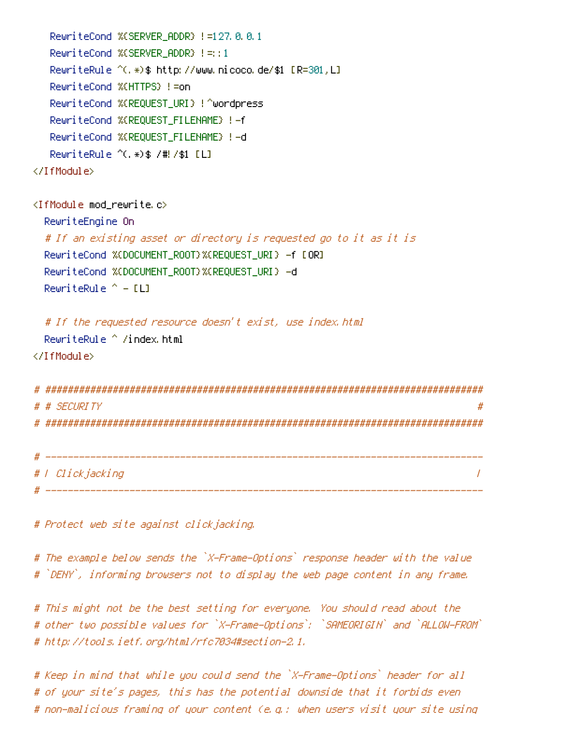```
    RewriteCond %{SERVER_ADDR} !=127.0.0.1
    RewriteCond %{SERVER_ADDR} !=::1
    RewriteRule ^(.*)$ http://www.nicoco.de/$1 [R=301,L]
    RewriteCond %{HTTPS} !=on
    RewriteCond %{REQUEST_URI} !^wordpress
    RewriteCond %{REQUEST_FILENAME} !-f
    RewriteCond %{REQUEST_FILENAME} !-d
    RewriteRule ^(.*)$ /#!/$1 [L]
</IfModule>

<IfModule mod_rewrite.c>
   RewriteEngine On
   # If an existing asset or directory is requested go to it as it is
   RewriteCond %{DOCUMENT_ROOT}%{REQUEST_URI} -f [OR]
   RewriteCond %{DOCUMENT_ROOT}%{REQUEST_URI} -d
   RewriteRule ^ - [L]

   # If the requested resource doesn't exist, use index.html
   RewriteRule ^ /index.html
</IfModule>

# ##############################################################################
# # SECURITY                                                                   #
# ##############################################################################

# ------------------------------------------------------------------------------
# | Clickjacking                                                               |
# ------------------------------------------------------------------------------

# Protect web site against clickjacking.

# The example below sends the `X-Frame-Options` response header with the value
# `DENY`, informing browsers not to display the web page content in any frame.

# This might not be the best setting for everyone. You should read about the
# other two possible values for `X-Frame-Options`: `SAMEORIGIN` and `ALLOW-FROM`
# http://tools.ietf.org/html/rfc7034#section-2.1.

# Keep in mind that while you could send the `X-Frame-Options` header for all
# of your site's pages, this has the potential downside that it forbids even
# non-malicious framing of your content (e.g.: when users visit your site using
```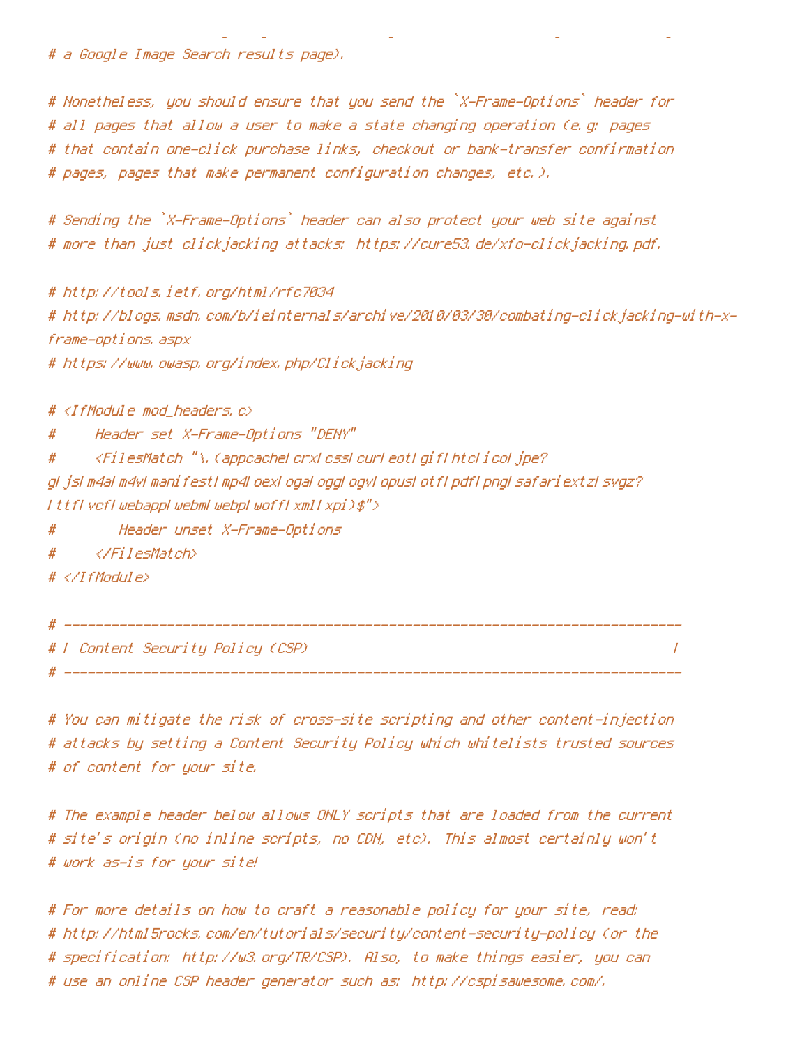```
# a Google Image Search results page).

# Nonetheless, you should ensure that you send the `X-Frame-Options` header for
# all pages that allow a user to make a state changing operation (e.g: pages
# that contain one-click purchase links, checkout or bank-transfer confirmation
# pages, pages that make permanent configuration changes, etc.).

# Sending the `X-Frame-Options` header can also protect your web site against
# more than just clickjacking attacks: https://cure53.de/xfo-clickjacking.pdf.

# http://tools.ietf.org/html/rfc7034
# http://blogs.msdn.com/b/ieinternals/archive/2010/03/30/combating-clickjacking-with-x-
frame-options.aspx
# https://www.owasp.org/index.php/Clickjacking

# <IfModule mod_headers.c>
#     Header set X-Frame-Options "DENY"
#     <FilesMatch "\.(appcache|crx|css|cur|eot|gif|htc|ico|jpe?
g|js|m4a|m4v|manifest|mp4|oex|oga|ogg|ogv|opus|otf|pdf|png|safariextz|svgz?
|ttf|vcf|webapp|webm|webp|woff|xml|xpi)$">
#         Header unset X-Frame-Options
#     </FilesMatch>
# </IfModule>

# ------------------------------------------------------------------------------
# | Content Security Policy (CSP)                                              |
# ------------------------------------------------------------------------------

# You can mitigate the risk of cross-site scripting and other content-injection
# attacks by setting a Content Security Policy which whitelists trusted sources
# of content for your site.

# The example header below allows ONLY scripts that are loaded from the current
# site's origin (no inline scripts, no CDN, etc). This almost certainly won't
# work as-is for your site!

# For more details on how to craft a reasonable policy for your site, read:
# http://html5rocks.com/en/tutorials/security/content-security-policy (or the
# specification: http://w3.org/TR/CSP). Also, to make things easier, you can
# use an online CSP header generator such as: http://cspisawesome.com/.
```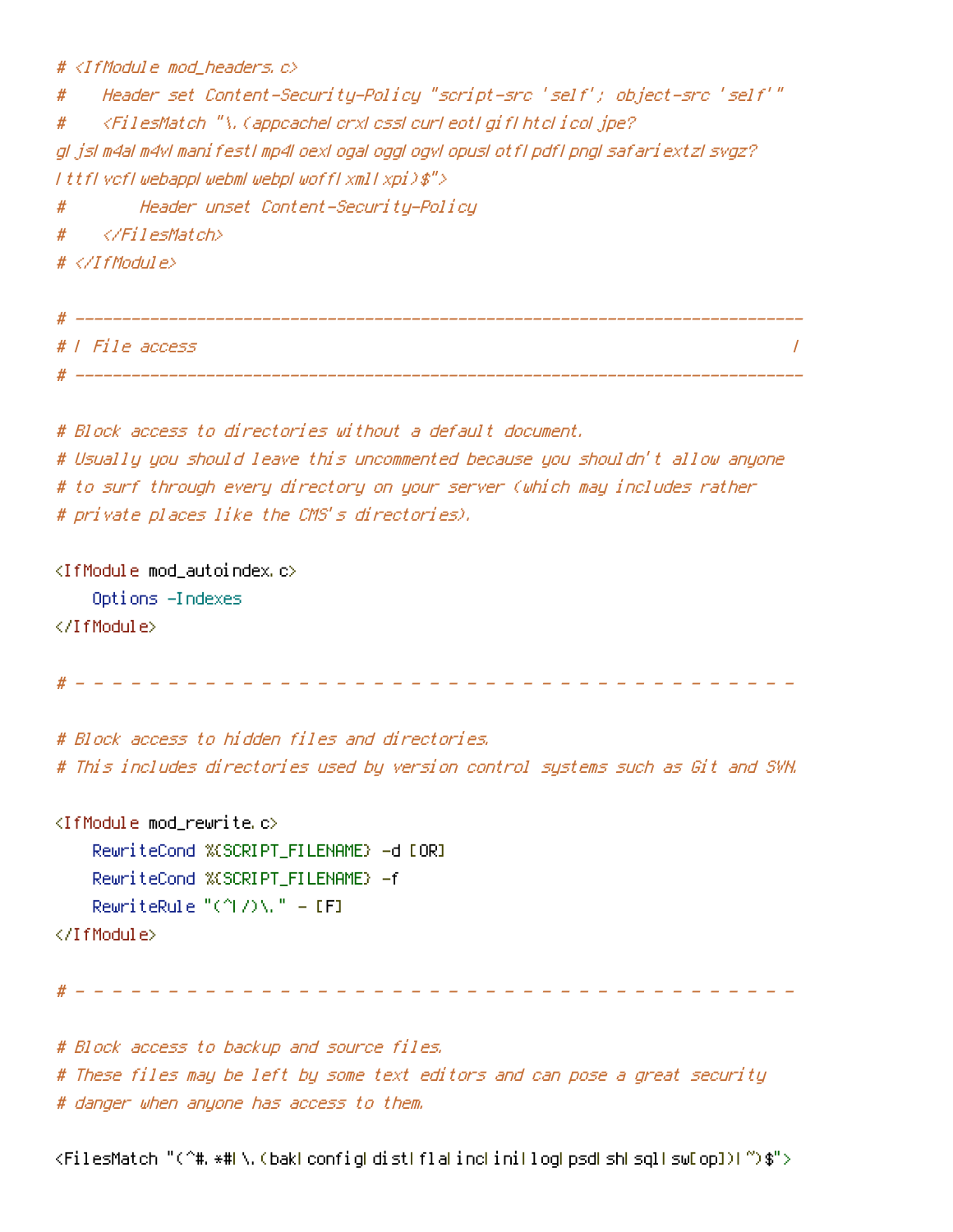```
# <IfModule mod_headers.c>
#     Header set Content-Security-Policy "script-src 'self'; object-src 'self'"
#     <FilesMatch "\.(appcache|crx|css|cur|eot|gif|htc|ico|jpe?
g|js|m4a|m4v|manifest|mp4|oex|oga|ogg|ogv|opus|otf|pdf|png|safariextz|svgz?
|ttf|vcf|webapp|webm|webp|woff|xml|xpi)$">
#         Header unset Content-Security-Policy
#     </FilesMatch>
# </IfModule>

# ------------------------------------------------------------------------------
# | File access                                                                |
# ------------------------------------------------------------------------------

# Block access to directories without a default document.
# Usually you should leave this uncommented because you shouldn't allow anyone
# to surf through every directory on your server (which may includes rather
# private places like the CMS's directories).

<IfModule mod_autoindex.c>
    Options -Indexes
</IfModule>

# - - - - - - - - - - - - - - - - - - - - - - - - - - - - - - - - - - - - - - -

# Block access to hidden files and directories.
# This includes directories used by version control systems such as Git and SVN.

<IfModule mod_rewrite.c>
    RewriteCond %{SCRIPT_FILENAME} -d [OR]
    RewriteCond %{SCRIPT_FILENAME} -f
    RewriteRule "(^|/)\." - [F]
</IfModule>

# - - - - - - - - - - - - - - - - - - - - - - - - - - - - - - - - - - - - - - -

# Block access to backup and source files.
# These files may be left by some text editors and can pose a great security
# danger when anyone has access to them.

<FilesMatch "(^#.*#|\.(bak|config|dist|fla|inc|ini|log|psd|sh|sql|sw[op])|~)$">
```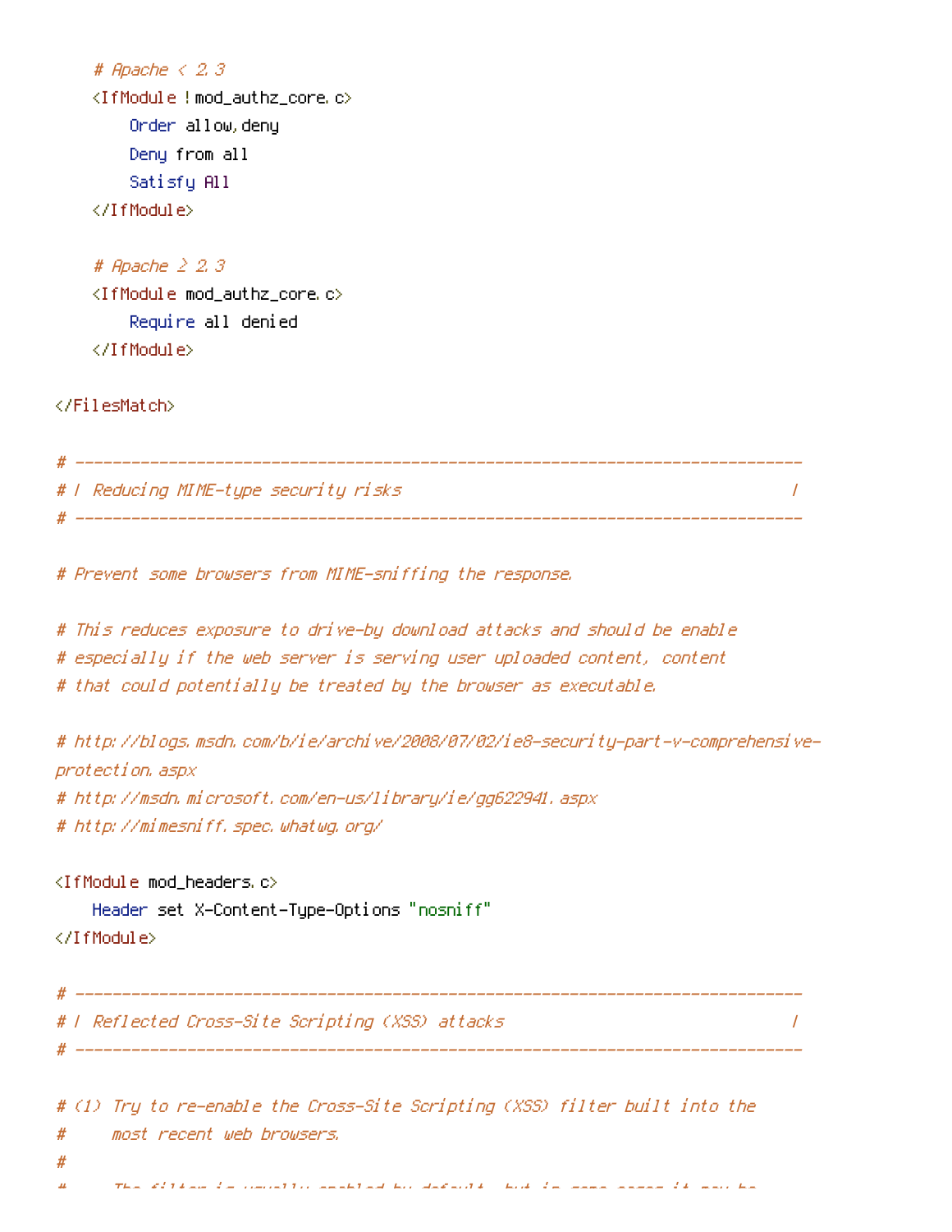```
    # Apache < 2.3
    <IfModule !mod_authz_core.c>
        Order allow,deny
        Deny from all
        Satisfy All
    </IfModule>

    # Apache ≥ 2.3
    <IfModule mod_authz_core.c>
        Require all denied
    </IfModule>

</FilesMatch>

# ------------------------------------------------------------------------------
# | Reducing MIME-type security risks                                          |
# ------------------------------------------------------------------------------

# Prevent some browsers from MIME-sniffing the response.

# This reduces exposure to drive-by download attacks and should be enable
# especially if the web server is serving user uploaded content, content
# that could potentially be treated by the browser as executable.

# http://blogs.msdn.com/b/ie/archive/2008/07/02/ie8-security-part-v-comprehensive-protection.aspx
# http://msdn.microsoft.com/en-us/library/ie/gg622941.aspx
# http://mimesniff.spec.whatwg.org/

<IfModule mod_headers.c>
    Header set X-Content-Type-Options "nosniff"
</IfModule>

# ------------------------------------------------------------------------------
# | Reflected Cross-Site Scripting (XSS) attacks                               |
# ------------------------------------------------------------------------------

# (1) Try to re-enable the Cross-Site Scripting (XSS) filter built into the
#     most recent web browsers.
#
```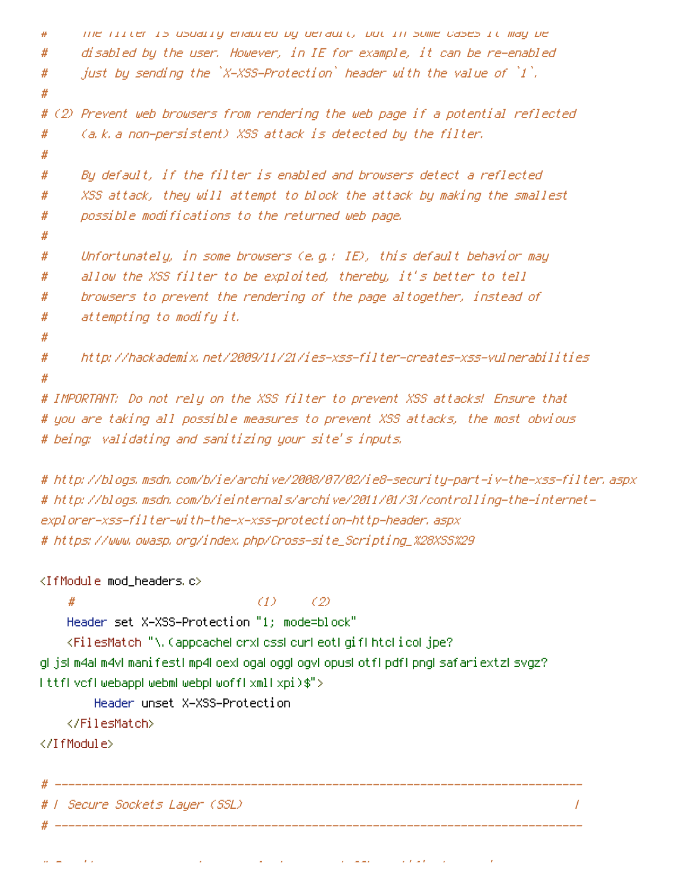```
#     The filter is usually enabled by default, but in some cases it may be
#     disabled by the user. However, in IE for example, it can be re-enabled
#     just by sending the `X-XSS-Protection` header with the value of `1`.
#
# (2) Prevent web browsers from rendering the web page if a potential reflected
#     (a.k.a non-persistent) XSS attack is detected by the filter.
#
#     By default, if the filter is enabled and browsers detect a reflected
#     XSS attack, they will attempt to block the attack by making the smallest
#     possible modifications to the returned web page.
#
#     Unfortunately, in some browsers (e.g.: IE), this default behavior may
#     allow the XSS filter to be exploited, thereby, it's better to tell
#     browsers to prevent the rendering of the page altogether, instead of
#     attempting to modify it.
#
#     http://hackademix.net/2009/11/21/ies-xss-filter-creates-xss-vulnerabilities
#
# IMPORTANT: Do not rely on the XSS filter to prevent XSS attacks! Ensure that
# you are taking all possible measures to prevent XSS attacks, the most obvious
# being: validating and sanitizing your site's inputs.

# http://blogs.msdn.com/b/ie/archive/2008/07/02/ie8-security-part-iv-the-xss-filter.aspx
# http://blogs.msdn.com/b/ieinternals/archive/2011/01/31/controlling-the-internet-explorer-xss-filter-with-the-x-xss-protection-http-header.aspx
# https://www.owasp.org/index.php/Cross-site_Scripting_%28XSS%29

<IfModule mod_headers.c>
    #                           (1)    (2)
    Header set X-XSS-Protection "1; mode=block"
    <FilesMatch "\.(appcache|crx|css|cur|eot|gif|htc|ico|jpe?g|js|m4a|m4v|manifest|mp4|oex|oga|ogg|ogv|opus|otf|pdf|png|safariextz|svgz?|ttf|vcf|webapp|webm|webp|woff|xml|xpi)$">
        Header unset X-XSS-Protection
    </FilesMatch>
</IfModule>

# ------------------------------------------------------------------------------
# | Secure Sockets Layer (SSL)                                                 |
# ------------------------------------------------------------------------------
```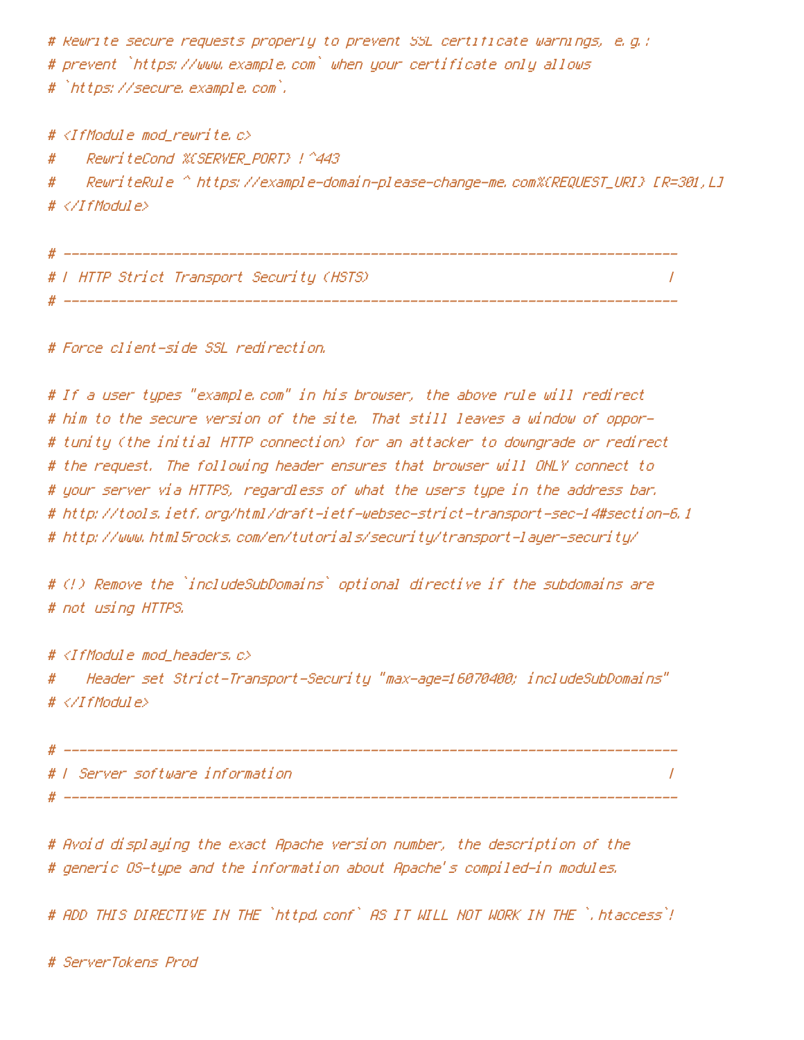```
# Rewrite secure requests properly to prevent SSL certificate warnings, e.g.:
# prevent `https://www.example.com` when your certificate only allows
# `https://secure.example.com`.

# <IfModule mod_rewrite.c>
#    RewriteCond %{SERVER_PORT} !^443
#    RewriteRule ^ https://example-domain-please-change-me.com%{REQUEST_URI} [R=301,L]
# </IfModule>

# ------------------------------------------------------------------------------
# | HTTP Strict Transport Security (HSTS)                                      |
# ------------------------------------------------------------------------------

# Force client-side SSL redirection.

# If a user types "example.com" in his browser, the above rule will redirect
# him to the secure version of the site. That still leaves a window of oppor-
# tunity (the initial HTTP connection) for an attacker to downgrade or redirect
# the request. The following header ensures that browser will ONLY connect to
# your server via HTTPS, regardless of what the users type in the address bar.
# http://tools.ietf.org/html/draft-ietf-websec-strict-transport-sec-14#section-6.1
# http://www.html5rocks.com/en/tutorials/security/transport-layer-security/

# (!) Remove the `includeSubDomains` optional directive if the subdomains are
# not using HTTPS.

# <IfModule mod_headers.c>
#    Header set Strict-Transport-Security "max-age=16070400; includeSubDomains"
# </IfModule>

# ------------------------------------------------------------------------------
# | Server software information                                                |
# ------------------------------------------------------------------------------

# Avoid displaying the exact Apache version number, the description of the
# generic OS-type and the information about Apache's compiled-in modules.

# ADD THIS DIRECTIVE IN THE `httpd.conf` AS IT WILL NOT WORK IN THE `.htaccess`!

# ServerTokens Prod
```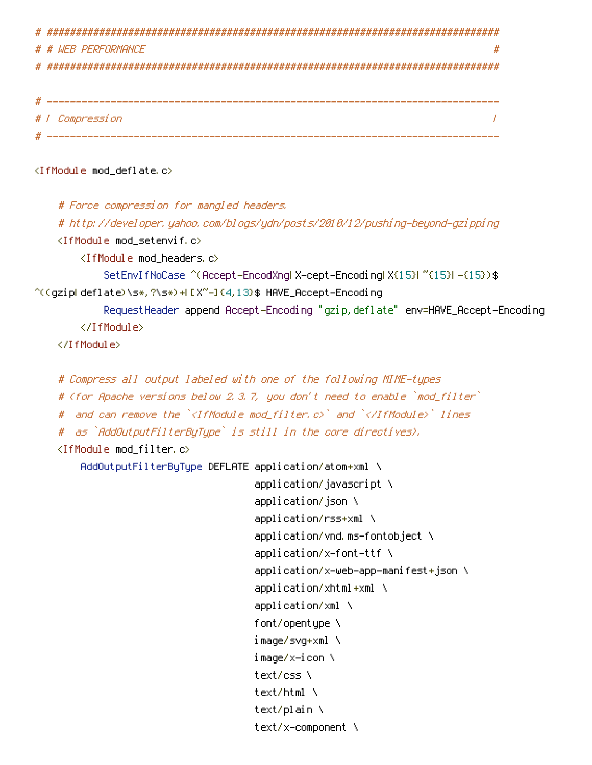```
# ######################################################################
# # WEB PERFORMANCE                                                    #
# ######################################################################

# ----------------------------------------------------------------------
# | Compression                                                        |
# ----------------------------------------------------------------------

<IfModule mod_deflate.c>

    # Force compression for mangled headers.
    # http://developer.yahoo.com/blogs/ydn/posts/2010/12/pushing-beyond-gzipping
    <IfModule mod_setenvif.c>
        <IfModule mod_headers.c>
            SetEnvIfNoCase ^(Accept-EncodXng|X-cept-Encoding|X{15}|~{15}|-{15})$
^((gzip|deflate)\s*,?\s*)+|[X~-]{4,13}$ HAVE_Accept-Encoding
            RequestHeader append Accept-Encoding "gzip,deflate" env=HAVE_Accept-Encoding
        </IfModule>
    </IfModule>

    # Compress all output labeled with one of the following MIME-types
    # (for Apache versions below 2.3.7, you don't need to enable `mod_filter`
    #  and can remove the `<IfModule mod_filter.c>` and `</IfModule>` lines
    #  as `AddOutputFilterByType` is still in the core directives).
    <IfModule mod_filter.c>
        AddOutputFilterByType DEFLATE application/atom+xml \
                                      application/javascript \
                                      application/json \
                                      application/rss+xml \
                                      application/vnd.ms-fontobject \
                                      application/x-font-ttf \
                                      application/x-web-app-manifest+json \
                                      application/xhtml+xml \
                                      application/xml \
                                      font/opentype \
                                      image/svg+xml \
                                      image/x-icon \
                                      text/css \
                                      text/html \
                                      text/plain \
                                      text/x-component \
```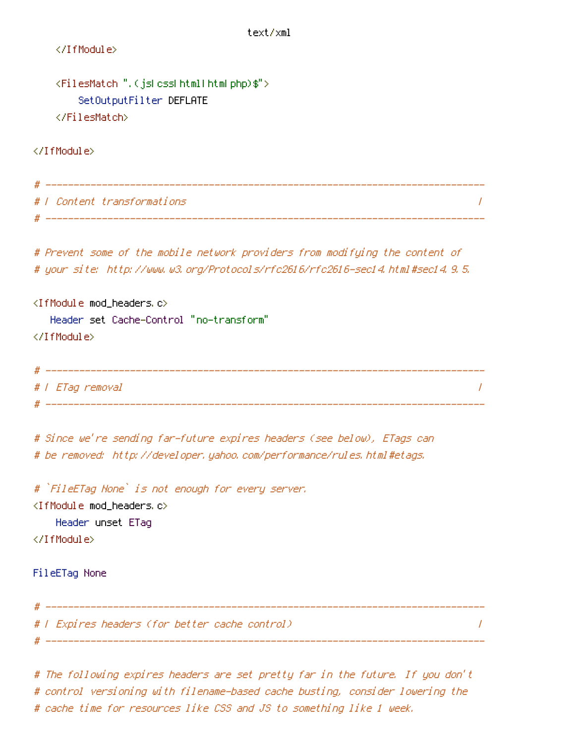```
                                        text/xml
    </IfModule>

    <FilesMatch ".(js|css|html|htm|php)$">
        SetOutputFilter DEFLATE
    </FilesMatch>

</IfModule>

# ------------------------------------------------------------------------------
# | Content transformations                                                    |
# ------------------------------------------------------------------------------

# Prevent some of the mobile network providers from modifying the content of
# your site: http://www.w3.org/Protocols/rfc2616/rfc2616-sec14.html#sec14.9.5.

<IfModule mod_headers.c>
   Header set Cache-Control "no-transform"
</IfModule>

# ------------------------------------------------------------------------------
# | ETag removal                                                               |
# ------------------------------------------------------------------------------

# Since we're sending far-future expires headers (see below), ETags can
# be removed: http://developer.yahoo.com/performance/rules.html#etags.

# `FileETag None` is not enough for every server.
<IfModule mod_headers.c>
    Header unset ETag
</IfModule>

FileETag None

# ------------------------------------------------------------------------------
# | Expires headers (for better cache control)                                 |
# ------------------------------------------------------------------------------

# The following expires headers are set pretty far in the future. If you don't
# control versioning with filename-based cache busting, consider lowering the
# cache time for resources like CSS and JS to something like 1 week.
```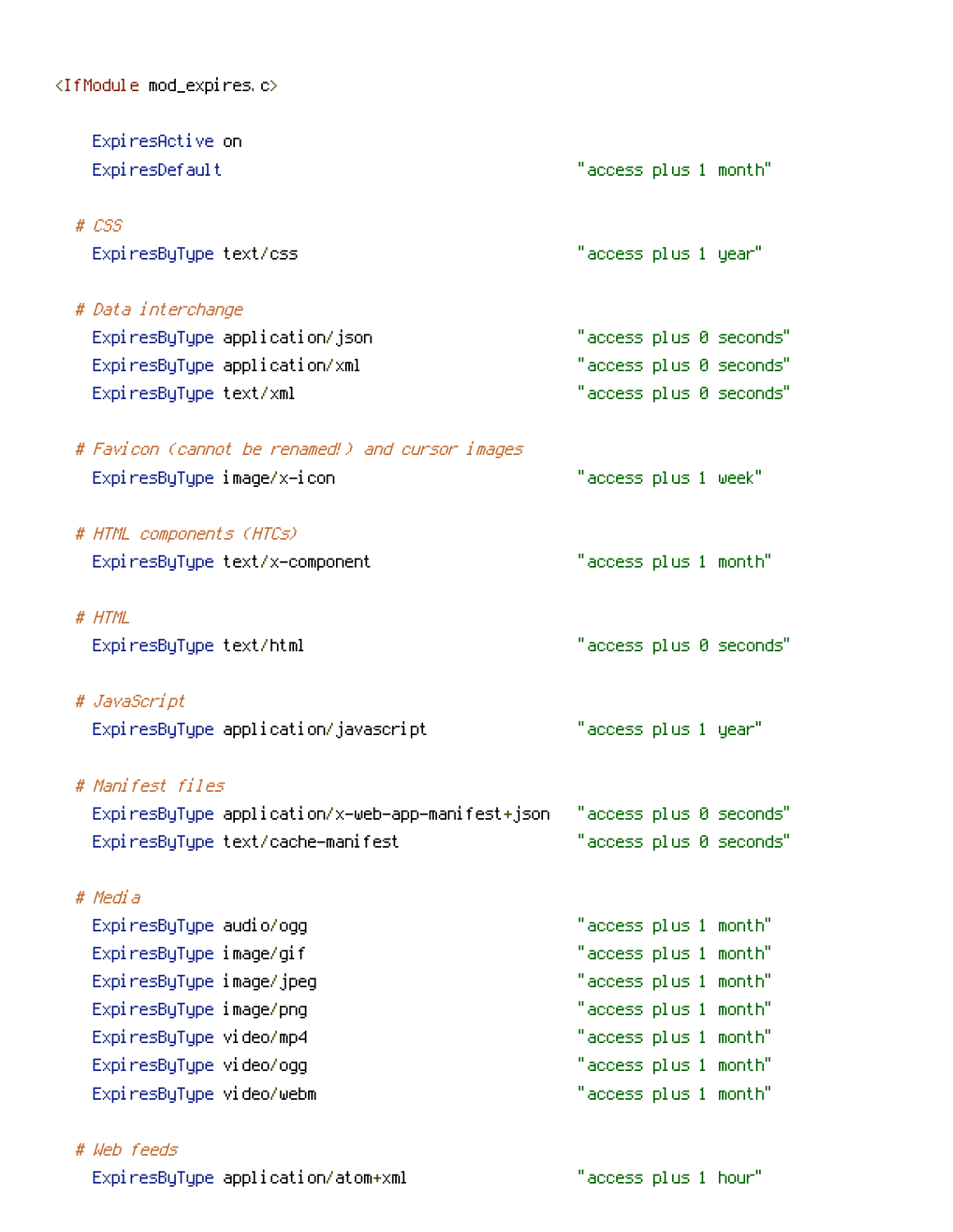```
<IfModule mod_expires.c>

    ExpiresActive on
    ExpiresDefault                                      "access plus 1 month"

  # CSS
    ExpiresByType text/css                              "access plus 1 year"

  # Data interchange
    ExpiresByType application/json                      "access plus 0 seconds"
    ExpiresByType application/xml                       "access plus 0 seconds"
    ExpiresByType text/xml                              "access plus 0 seconds"

  # Favicon (cannot be renamed!) and cursor images
    ExpiresByType image/x-icon                          "access plus 1 week"

  # HTML components (HTCs)
    ExpiresByType text/x-component                      "access plus 1 month"

  # HTML
    ExpiresByType text/html                             "access plus 0 seconds"

  # JavaScript
    ExpiresByType application/javascript                "access plus 1 year"

  # Manifest files
    ExpiresByType application/x-web-app-manifest+json   "access plus 0 seconds"
    ExpiresByType text/cache-manifest                   "access plus 0 seconds"

  # Media
    ExpiresByType audio/ogg                             "access plus 1 month"
    ExpiresByType image/gif                             "access plus 1 month"
    ExpiresByType image/jpeg                            "access plus 1 month"
    ExpiresByType image/png                             "access plus 1 month"
    ExpiresByType video/mp4                             "access plus 1 month"
    ExpiresByType video/ogg                             "access plus 1 month"
    ExpiresByType video/webm                            "access plus 1 month"

  # Web feeds
    ExpiresByType application/atom+xml                  "access plus 1 hour"
```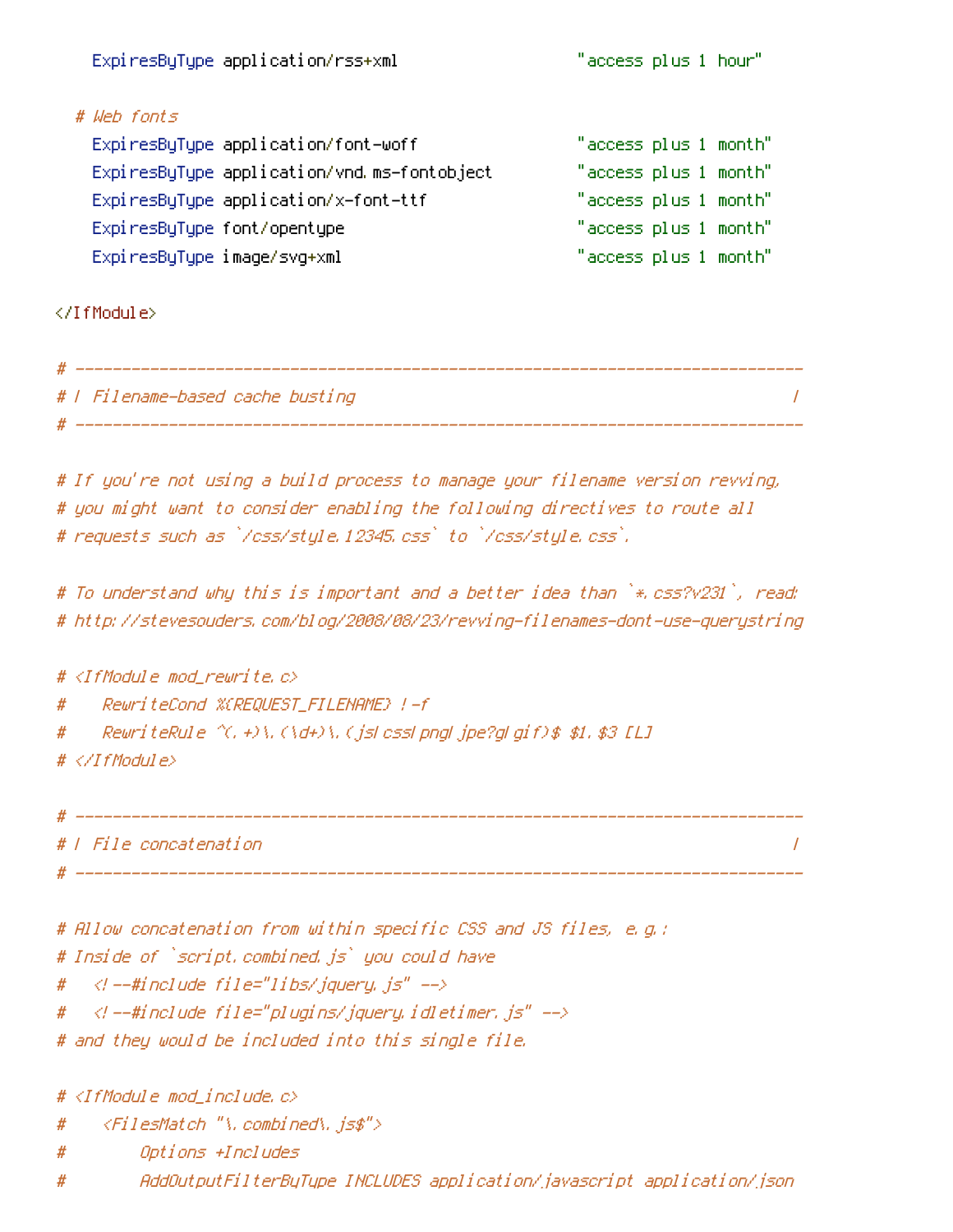```
    ExpiresByType application/rss+xml                   "access plus 1 hour"

  # Web fonts
    ExpiresByType application/font-woff                 "access plus 1 month"
    ExpiresByType application/vnd.ms-fontobject         "access plus 1 month"
    ExpiresByType application/x-font-ttf                "access plus 1 month"
    ExpiresByType font/opentype                         "access plus 1 month"
    ExpiresByType image/svg+xml                         "access plus 1 month"

</IfModule>

# ------------------------------------------------------------------------------
# | Filename-based cache busting                                               |
# ------------------------------------------------------------------------------

# If you're not using a build process to manage your filename version revving,
# you might want to consider enabling the following directives to route all
# requests such as `/css/style.12345.css` to `/css/style.css`.

# To understand why this is important and a better idea than `*.css?v231`, read:
# http://stevesouders.com/blog/2008/08/23/revving-filenames-dont-use-querystring

# <IfModule mod_rewrite.c>
#    RewriteCond %{REQUEST_FILENAME} !-f
#    RewriteRule ^(.+)\.(\d+)\.(js|css|png|jpe?g|gif)$ $1.$3 [L]
# </IfModule>

# ------------------------------------------------------------------------------
# | File concatenation                                                         |
# ------------------------------------------------------------------------------

# Allow concatenation from within specific CSS and JS files, e.g.:
# Inside of `script.combined.js` you could have
#   <!--#include file="libs/jquery.js" -->
#   <!--#include file="plugins/jquery.idletimer.js" -->
# and they would be included into this single file.

# <IfModule mod_include.c>
#    <FilesMatch "\.combined\.js$">
#        Options +Includes
#        AddOutputFilterByType INCLUDES application/javascript application/json
```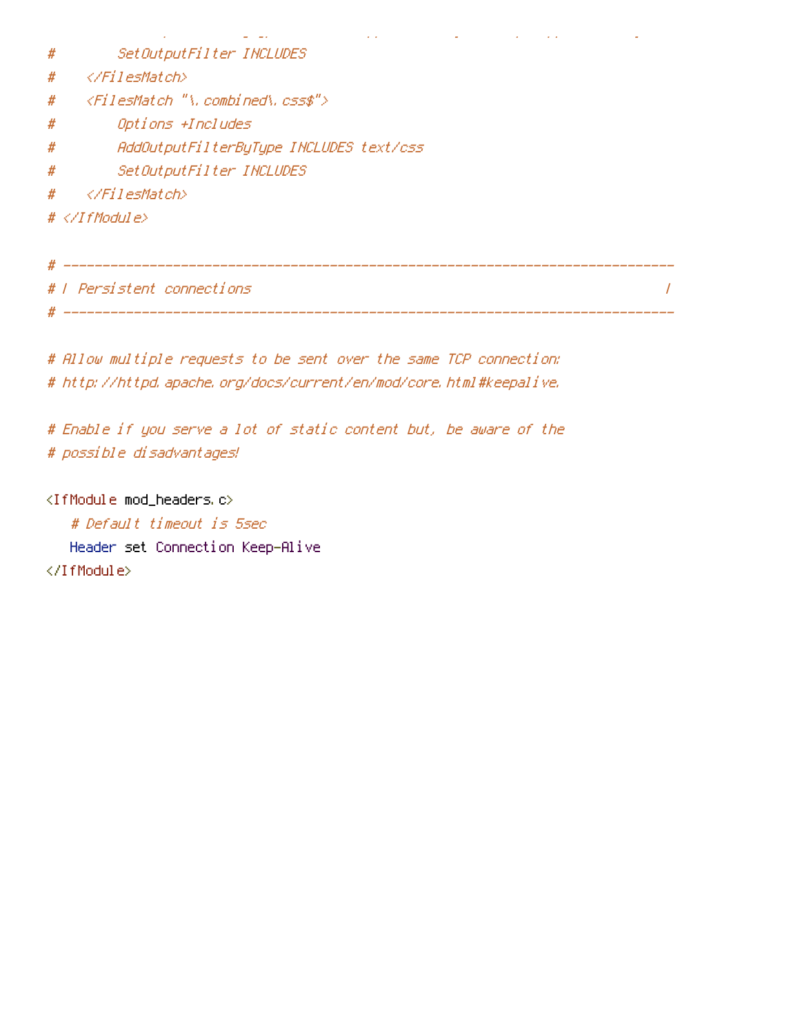```
#        SetOutputFilter INCLUDES
#    </FilesMatch>
#    <FilesMatch "\.combined\.css$">
#        Options +Includes
#        AddOutputFilterByType INCLUDES text/css
#        SetOutputFilter INCLUDES
#    </FilesMatch>
# </IfModule>

# ------------------------------------------------------------------------------
# | Persistent connections                                                     |
# ------------------------------------------------------------------------------

# Allow multiple requests to be sent over the same TCP connection:
# http://httpd.apache.org/docs/current/en/mod/core.html#keepalive.

# Enable if you serve a lot of static content but, be aware of the
# possible disadvantages!

<IfModule mod_headers.c>
    # Default timeout is 5sec
    Header set Connection Keep-Alive
</IfModule>
```